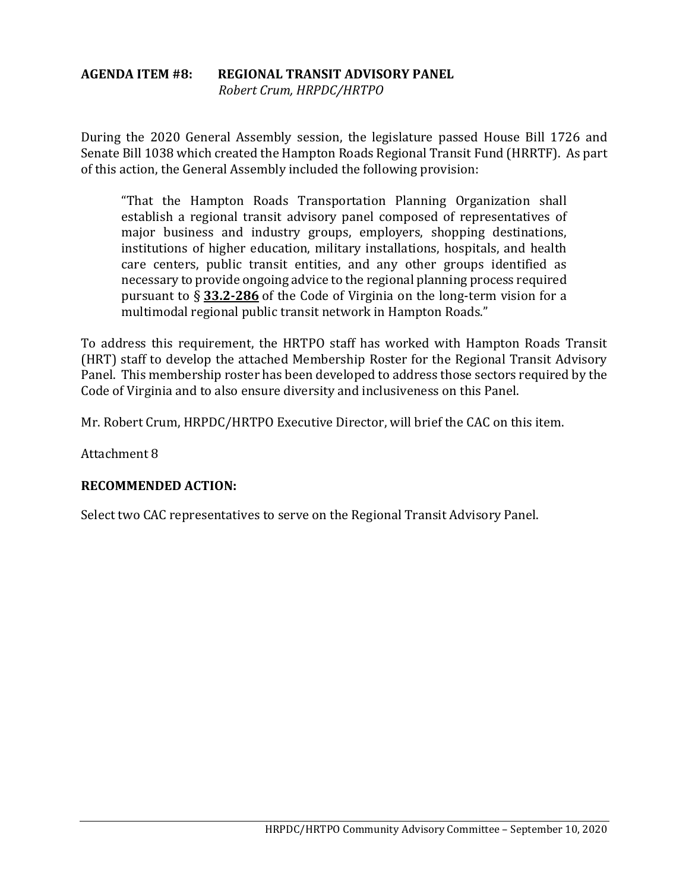**AGENDA ITEM #8: REGIONAL TRANSIT ADVISORY PANEL**
*Robert Crum, HRPDC/HRTPO*

During the 2020 General Assembly session, the legislature passed House Bill 1726 and Senate Bill 1038 which created the Hampton Roads Regional Transit Fund (HRRTF). As part of this action, the General Assembly included the following provision:

> "That the Hampton Roads Transportation Planning Organization shall establish a regional transit advisory panel composed of representatives of major business and industry groups, employers, shopping destinations, institutions of higher education, military installations, hospitals, and health care centers, public transit entities, and any other groups identified as necessary to provide ongoing advice to the regional planning process required pursuant to § **33.2-286** of the Code of Virginia on the long-term vision for a multimodal regional public transit network in Hampton Roads."

To address this requirement, the HRTPO staff has worked with Hampton Roads Transit (HRT) staff to develop the attached Membership Roster for the Regional Transit Advisory Panel. This membership roster has been developed to address those sectors required by the Code of Virginia and to also ensure diversity and inclusiveness on this Panel.

Mr. Robert Crum, HRPDC/HRTPO Executive Director, will brief the CAC on this item.

Attachment 8

**RECOMMENDED ACTION:**

Select two CAC representatives to serve on the Regional Transit Advisory Panel.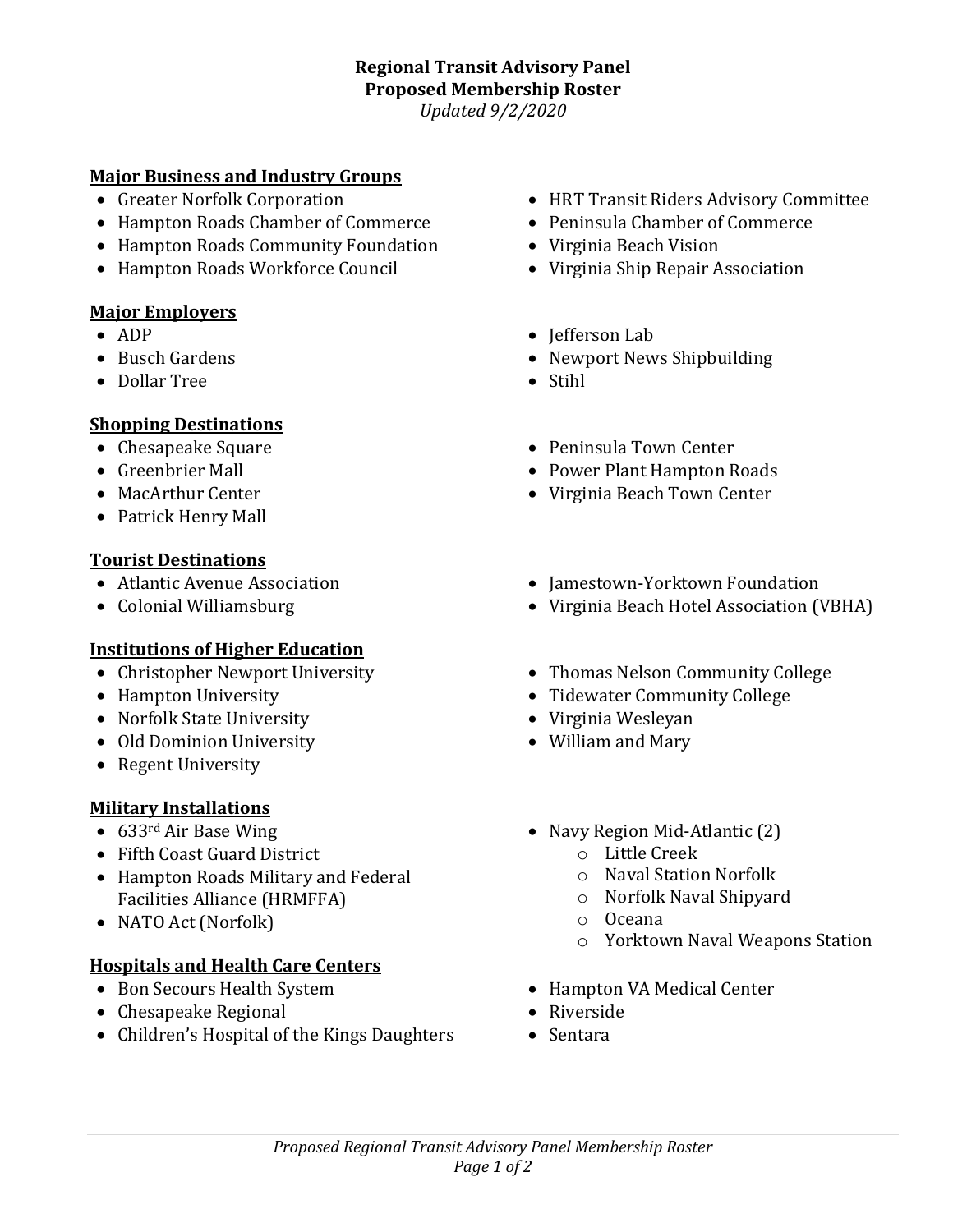**Regional Transit Advisory Panel**
**Proposed Membership Roster**
*Updated 9/2/2020*

## Major Business and Industry Groups

- Greater Norfolk Corporation
- Hampton Roads Chamber of Commerce
- Hampton Roads Community Foundation
- Hampton Roads Workforce Council
- HRT Transit Riders Advisory Committee
- Peninsula Chamber of Commerce
- Virginia Beach Vision
- Virginia Ship Repair Association

## Major Employers

- ADP
- Busch Gardens
- Dollar Tree
- Jefferson Lab
- Newport News Shipbuilding
- Stihl

## Shopping Destinations

- Chesapeake Square
- Greenbrier Mall
- MacArthur Center
- Patrick Henry Mall
- Peninsula Town Center
- Power Plant Hampton Roads
- Virginia Beach Town Center

## Tourist Destinations

- Atlantic Avenue Association
- Colonial Williamsburg
- Jamestown-Yorktown Foundation
- Virginia Beach Hotel Association (VBHA)

## Institutions of Higher Education

- Christopher Newport University
- Hampton University
- Norfolk State University
- Old Dominion University
- Regent University
- Thomas Nelson Community College
- Tidewater Community College
- Virginia Wesleyan
- William and Mary

## Military Installations

- 633rd Air Base Wing
- Fifth Coast Guard District
- Hampton Roads Military and Federal Facilities Alliance (HRMFFA)
- NATO Act (Norfolk)
- Navy Region Mid-Atlantic (2)
  - Little Creek
  - Naval Station Norfolk
  - Norfolk Naval Shipyard
  - Oceana
  - Yorktown Naval Weapons Station

## Hospitals and Health Care Centers

- Bon Secours Health System
- Chesapeake Regional
- Children's Hospital of the Kings Daughters
- Hampton VA Medical Center
- Riverside
- Sentara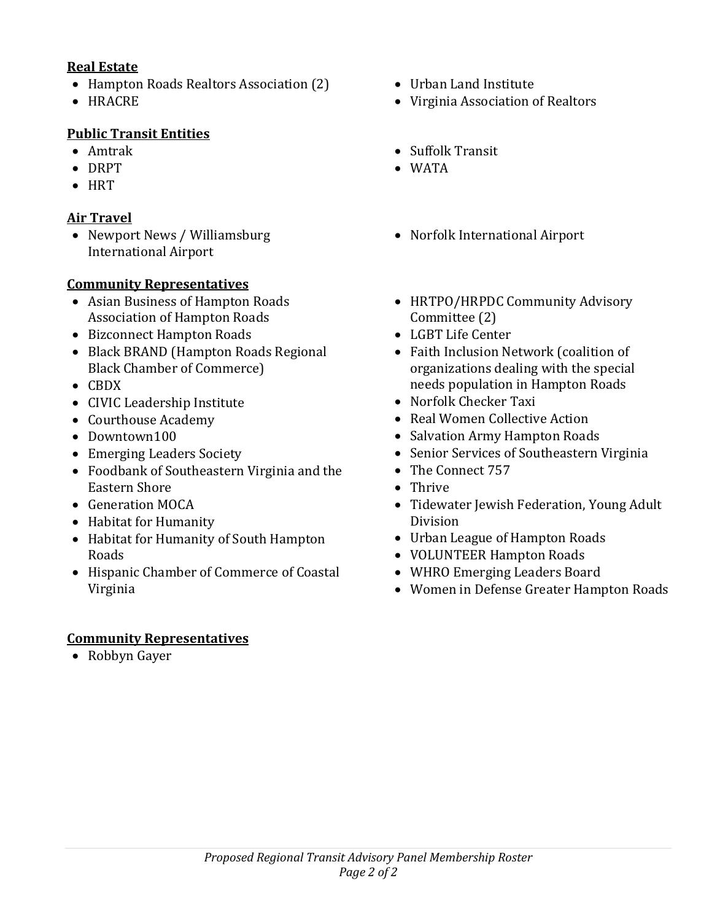**Real Estate**

- Hampton Roads Realtors Association (2)
- HRACRE
- Urban Land Institute
- Virginia Association of Realtors

**Public Transit Entities**

- Amtrak
- DRPT
- HRT
- Suffolk Transit
- WATA

**Air Travel**

- Newport News / Williamsburg International Airport
- Norfolk International Airport

**Community Representatives**

- Asian Business of Hampton Roads Association of Hampton Roads
- Bizconnect Hampton Roads
- Black BRAND (Hampton Roads Regional Black Chamber of Commerce)
- CBDX
- CIVIC Leadership Institute
- Courthouse Academy
- Downtown100
- Emerging Leaders Society
- Foodbank of Southeastern Virginia and the Eastern Shore
- Generation MOCA
- Habitat for Humanity
- Habitat for Humanity of South Hampton Roads
- Hispanic Chamber of Commerce of Coastal Virginia
- HRTPO/HRPDC Community Advisory Committee (2)
- LGBT Life Center
- Faith Inclusion Network (coalition of organizations dealing with the special needs population in Hampton Roads
- Norfolk Checker Taxi
- Real Women Collective Action
- Salvation Army Hampton Roads
- Senior Services of Southeastern Virginia
- The Connect 757
- Thrive
- Tidewater Jewish Federation, Young Adult Division
- Urban League of Hampton Roads
- VOLUNTEER Hampton Roads
- WHRO Emerging Leaders Board
- Women in Defense Greater Hampton Roads

**Community Representatives**

- Robbyn Gayer